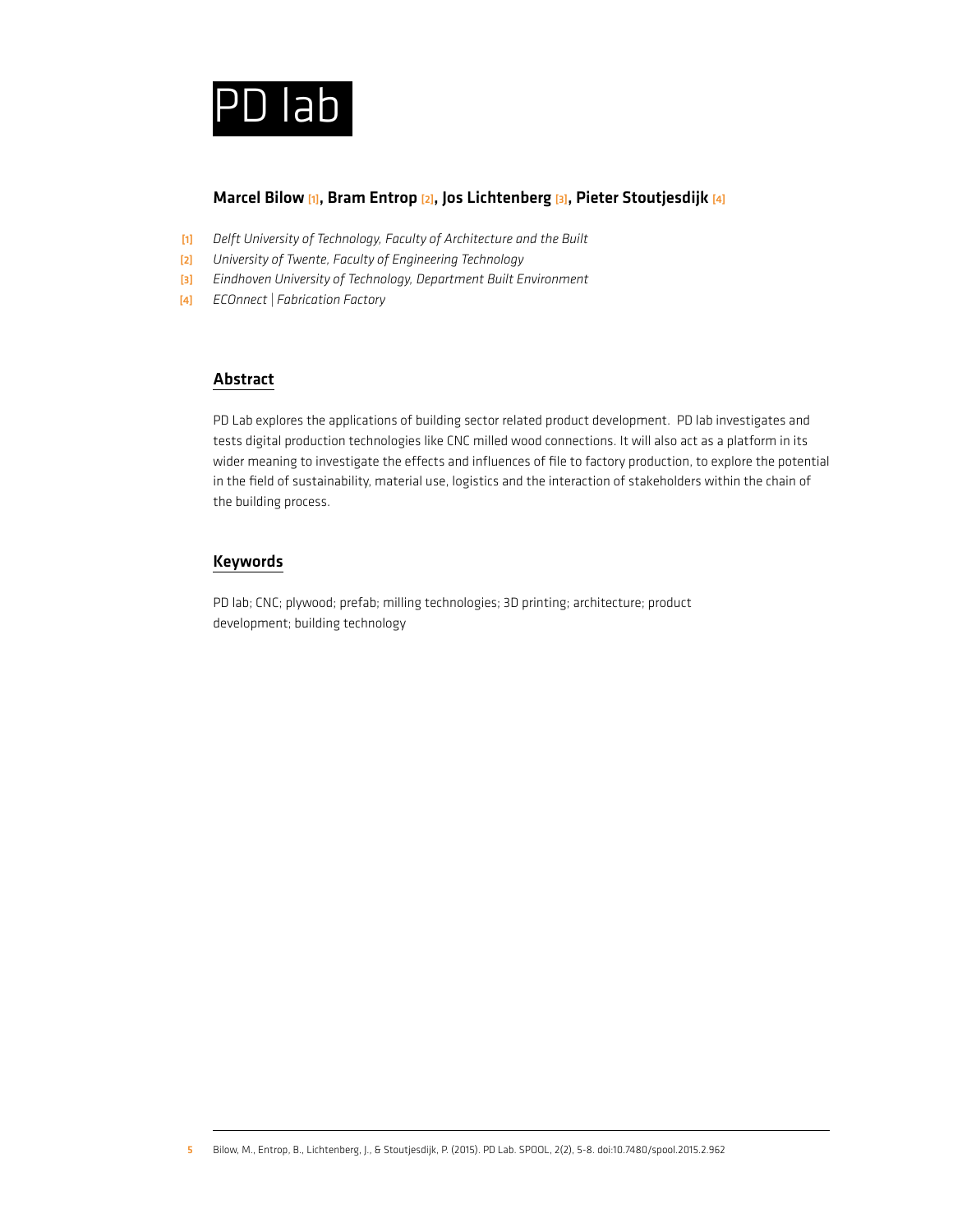# PD lab

**Marcel Bilow** [1], **Bram Entrop** [2], **Jos Lichtenberg** [3], **Pieter Stoutjesdijk** [4]

[1] *Delft University of Technology, Faculty of Architecture and the Built*
[2] *University of Twente, Faculty of Engineering Technology*
[3] *Eindhoven University of Technology, Department Built Environment*
[4] *ECOnnect | Fabrication Factory*

## Abstract

PD Lab explores the applications of building sector related product development. PD lab investigates and tests digital production technologies like CNC milled wood connections. It will also act as a platform in its wider meaning to investigate the effects and influences of file to factory production, to explore the potential in the field of sustainability, material use, logistics and the interaction of stakeholders within the chain of the building process.

## Keywords

PD lab; CNC; plywood; prefab; milling technologies; 3D printing; architecture; product development; building technology

Bilow, M., Entrop, B., Lichtenberg, J., & Stoutjesdijk, P. (2015). PD Lab. SPOOL, 2(2), 5-8. doi:10.7480/spool.2015.2.962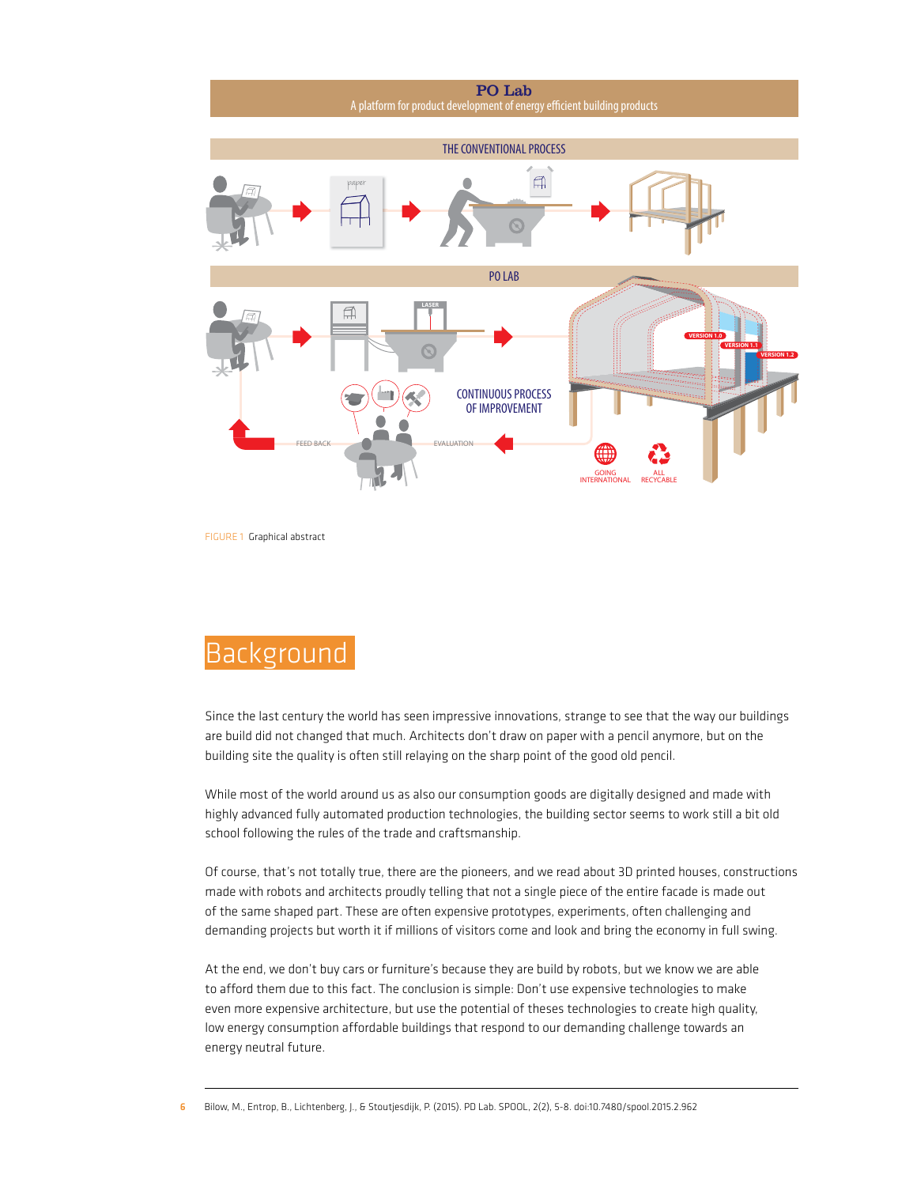PO Lab

A platform for product development of energy efficient building products

THE CONVENTIONAL PROCESS

PO LAB

CONTINUOUS PROCESS OF IMPROVEMENT

FEED BACK

EVALUATION

GOING INTERNATIONAL

ALL RECYCLABLE

FIGURE 1 Graphical abstract

# Background

Since the last century the world has seen impressive innovations, strange to see that the way our buildings are build did not changed that much. Architects don't draw on paper with a pencil anymore, but on the building site the quality is often still relaying on the sharp point of the good old pencil.

While most of the world around us as also our consumption goods are digitally designed and made with highly advanced fully automated production technologies, the building sector seems to work still a bit old school following the rules of the trade and craftsmanship.

Of course, that's not totally true, there are the pioneers, and we read about 3D printed houses, constructions made with robots and architects proudly telling that not a single piece of the entire facade is made out of the same shaped part. These are often expensive prototypes, experiments, often challenging and demanding projects but worth it if millions of visitors come and look and bring the economy in full swing.

At the end, we don't buy cars or furniture's because they are build by robots, but we know we are able to afford them due to this fact. The conclusion is simple: Don't use expensive technologies to make even more expensive architecture, but use the potential of theses technologies to create high quality, low energy consumption affordable buildings that respond to our demanding challenge towards an energy neutral future.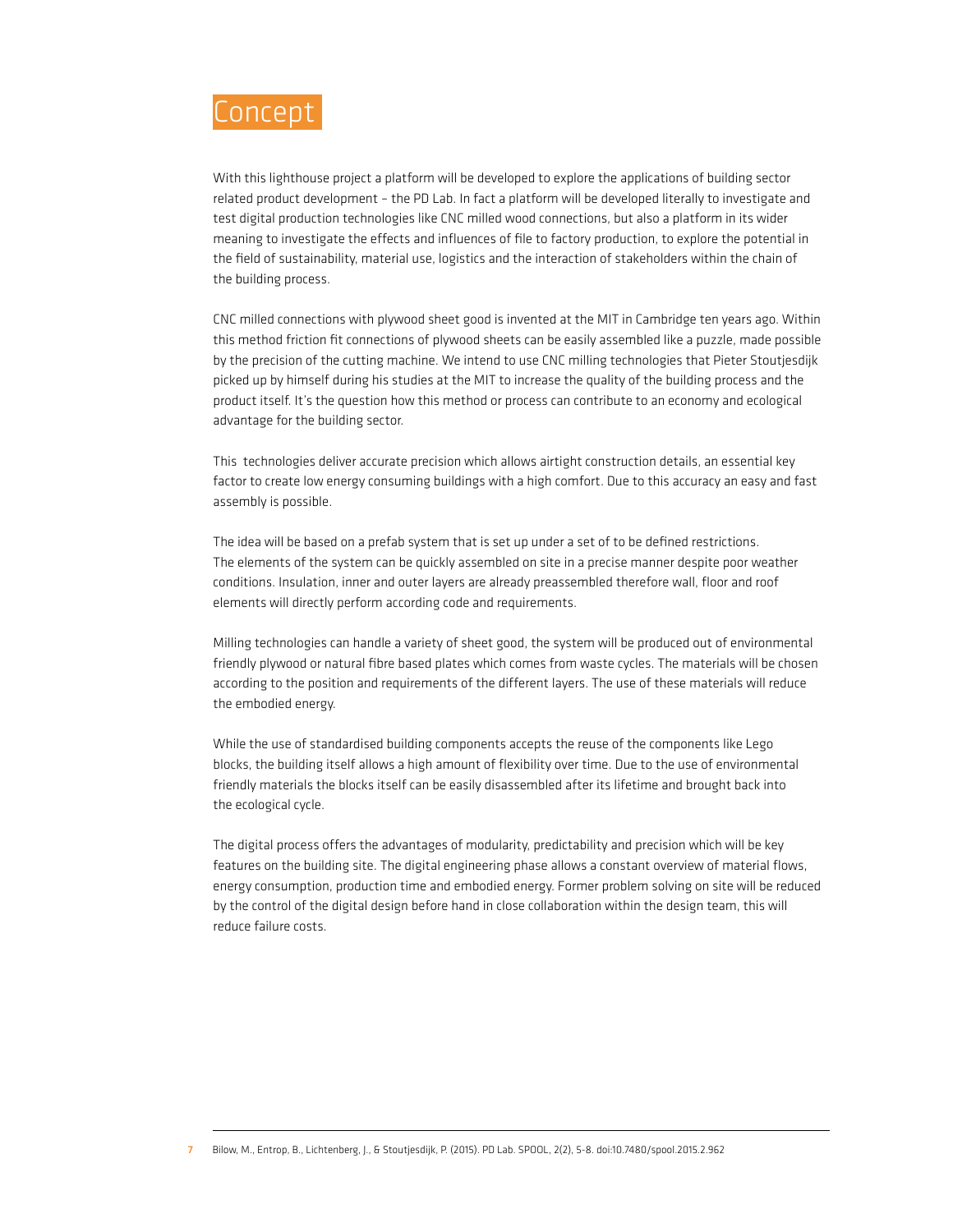# Concept

With this lighthouse project a platform will be developed to explore the applications of building sector related product development – the PD Lab. In fact a platform will be developed literally to investigate and test digital production technologies like CNC milled wood connections, but also a platform in its wider meaning to investigate the effects and influences of file to factory production, to explore the potential in the field of sustainability, material use, logistics and the interaction of stakeholders within the chain of the building process.

CNC milled connections with plywood sheet good is invented at the MIT in Cambridge ten years ago. Within this method friction fit connections of plywood sheets can be easily assembled like a puzzle, made possible by the precision of the cutting machine. We intend to use CNC milling technologies that Pieter Stoutjesdijk picked up by himself during his studies at the MIT to increase the quality of the building process and the product itself. It's the question how this method or process can contribute to an economy and ecological advantage for the building sector.

This technologies deliver accurate precision which allows airtight construction details, an essential key factor to create low energy consuming buildings with a high comfort. Due to this accuracy an easy and fast assembly is possible.

The idea will be based on a prefab system that is set up under a set of to be defined restrictions. The elements of the system can be quickly assembled on site in a precise manner despite poor weather conditions. Insulation, inner and outer layers are already preassembled therefore wall, floor and roof elements will directly perform according code and requirements.

Milling technologies can handle a variety of sheet good, the system will be produced out of environmental friendly plywood or natural fibre based plates which comes from waste cycles. The materials will be chosen according to the position and requirements of the different layers. The use of these materials will reduce the embodied energy.

While the use of standardised building components accepts the reuse of the components like Lego blocks, the building itself allows a high amount of flexibility over time. Due to the use of environmental friendly materials the blocks itself can be easily disassembled after its lifetime and brought back into the ecological cycle.

The digital process offers the advantages of modularity, predictability and precision which will be key features on the building site. The digital engineering phase allows a constant overview of material flows, energy consumption, production time and embodied energy. Former problem solving on site will be reduced by the control of the digital design before hand in close collaboration within the design team, this will reduce failure costs.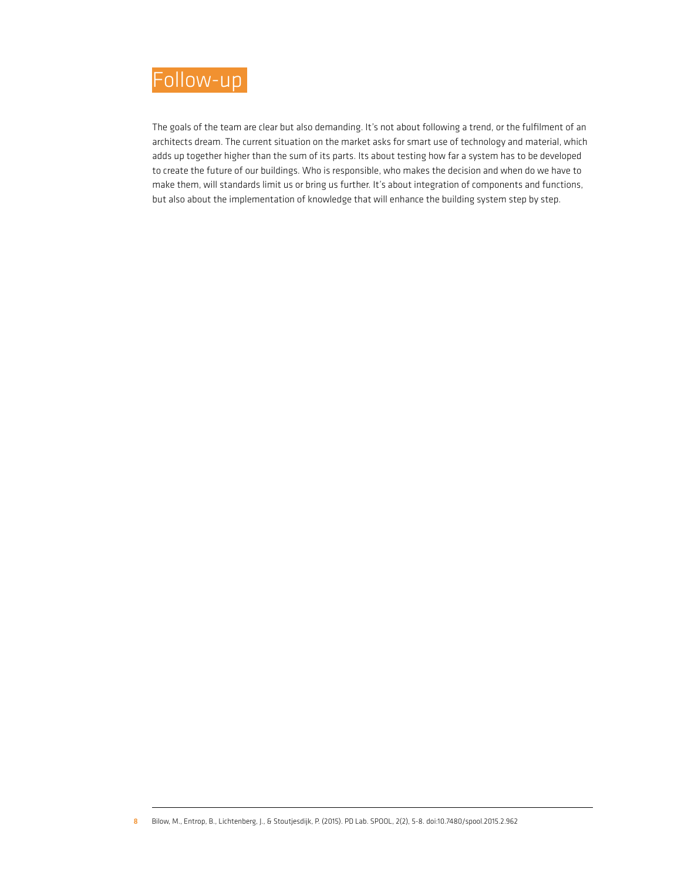# Follow-up

The goals of the team are clear but also demanding. It's not about following a trend, or the fulfilment of an architects dream. The current situation on the market asks for smart use of technology and material, which adds up together higher than the sum of its parts. Its about testing how far a system has to be developed to create the future of our buildings. Who is responsible, who makes the decision and when do we have to make them, will standards limit us or bring us further. It's about integration of components and functions, but also about the implementation of knowledge that will enhance the building system step by step.